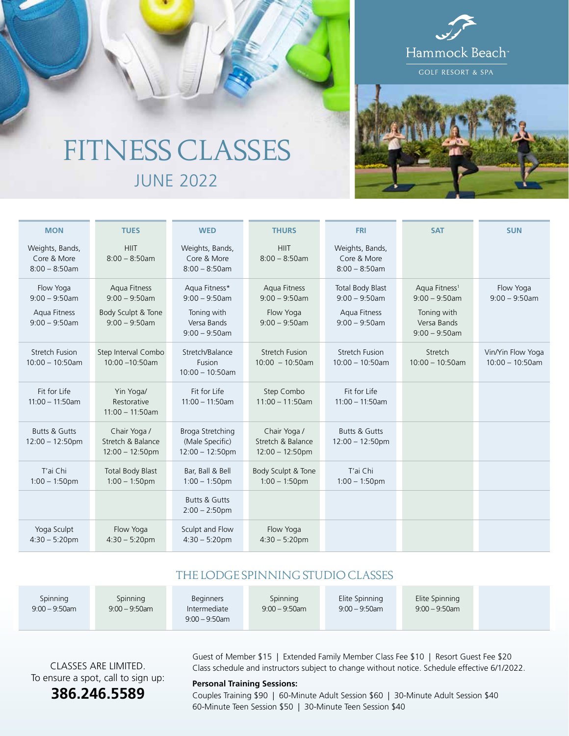Hammock Beach

GOLF RESORT & SPA

# FITNESS CLASSES

## JUNE 2022

| MON | TUES | WED | THURS | FRI | SAT | SUN |
|---|---|---|---|---|---|---|
| Weights, Bands, Core & More 8:00 – 8:50am | HIIT 8:00 – 8:50am | Weights, Bands, Core & More 8:00 – 8:50am | HIIT 8:00 – 8:50am | Weights, Bands, Core & More 8:00 – 8:50am | | |
| Flow Yoga 9:00 – 9:50am<br>Aqua Fitness 9:00 – 9:50am | Aqua Fitness 9:00 – 9:50am<br>Body Sculpt & Tone 9:00 – 9:50am | Aqua Fitness* 9:00 – 9:50am<br>Toning with Versa Bands 9:00 – 9:50am | Aqua Fitness 9:00 – 9:50am<br>Flow Yoga 9:00 – 9:50am | Total Body Blast 9:00 – 9:50am<br>Aqua Fitness 9:00 – 9:50am | Aqua Fitness[1] 9:00 – 9:50am<br>Toning with Versa Bands 9:00 – 9:50am | Flow Yoga 9:00 – 9:50am |
| Stretch Fusion 10:00 – 10:50am | Step Interval Combo 10:00 –10:50am | Stretch/Balance Fusion 10:00 – 10:50am | Stretch Fusion 10:00 – 10:50am | Stretch Fusion 10:00 – 10:50am | Stretch 10:00 – 10:50am | Vin/Yin Flow Yoga 10:00 – 10:50am |
| Fit for Life 11:00 – 11:50am | Yin Yoga/ Restorative 11:00 – 11:50am | Fit for Life 11:00 – 11:50am | Step Combo 11:00 – 11:50am | Fit for Life 11:00 – 11:50am | | |
| Butts & Gutts 12:00 – 12:50pm | Chair Yoga / Stretch & Balance 12:00 – 12:50pm | Broga Stretching (Male Specific) 12:00 – 12:50pm | Chair Yoga / Stretch & Balance 12:00 – 12:50pm | Butts & Gutts 12:00 – 12:50pm | | |
| T'ai Chi 1:00 – 1:50pm | Total Body Blast 1:00 – 1:50pm | Bar, Ball & Bell 1:00 – 1:50pm | Body Sculpt & Tone 1:00 – 1:50pm | T'ai Chi 1:00 – 1:50pm | | |
| | | Butts & Gutts 2:00 – 2:50pm | | | | |
| Yoga Sculpt 4:30 – 5:20pm | Flow Yoga 4:30 – 5:20pm | Sculpt and Flow 4:30 – 5:20pm | Flow Yoga 4:30 – 5:20pm | | | |

## THE LODGE SPINNING STUDIO CLASSES

| MON | TUES | WED | THURS | FRI | SAT | SUN |
|---|---|---|---|---|---|---|
| Spinning 9:00 – 9:50am | Spinning 9:00 – 9:50am | Beginners Intermediate 9:00 – 9:50am | Spinning 9:00 – 9:50am | Elite Spinning 9:00 – 9:50am | Elite Spinning 9:00 – 9:50am | |

CLASSES ARE LIMITED.
To ensure a spot, call to sign up:

**386.246.5589**

Guest of Member $15 | Extended Family Member Class Fee $10 | Resort Guest Fee $20
Class schedule and instructors subject to change without notice. Schedule effective 6/1/2022.

**Personal Training Sessions:**
Couples Training $90 | 60-Minute Adult Session $60 | 30-Minute Adult Session $40
60-Minute Teen Session $50 | 30-Minute Teen Session $40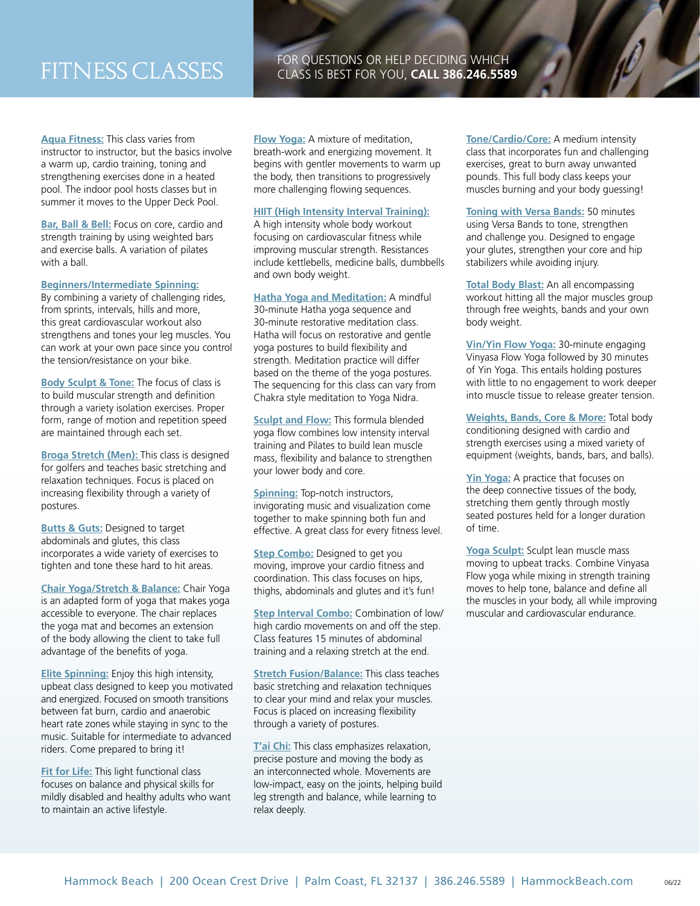# FITNESS CLASSES

FOR QUESTIONS OR HELP DECIDING WHICH CLASS IS BEST FOR YOU, **CALL 386.246.5589**

**Aqua Fitness:** This class varies from instructor to instructor, but the basics involve a warm up, cardio training, toning and strengthening exercises done in a heated pool. The indoor pool hosts classes but in summer it moves to the Upper Deck Pool.

**Bar, Ball & Bell:** Focus on core, cardio and strength training by using weighted bars and exercise balls. A variation of pilates with a ball.

**Beginners/Intermediate Spinning:** By combining a variety of challenging rides, from sprints, intervals, hills and more, this great cardiovascular workout also strengthens and tones your leg muscles. You can work at your own pace since you control the tension/resistance on your bike.

**Body Sculpt & Tone:** The focus of class is to build muscular strength and definition through a variety isolation exercises. Proper form, range of motion and repetition speed are maintained through each set.

**Broga Stretch (Men):** This class is designed for golfers and teaches basic stretching and relaxation techniques. Focus is placed on increasing flexibility through a variety of postures.

**Butts & Guts:** Designed to target abdominals and glutes, this class incorporates a wide variety of exercises to tighten and tone these hard to hit areas.

**Chair Yoga/Stretch & Balance:** Chair Yoga is an adapted form of yoga that makes yoga accessible to everyone. The chair replaces the yoga mat and becomes an extension of the body allowing the client to take full advantage of the benefits of yoga.

**Elite Spinning:** Enjoy this high intensity, upbeat class designed to keep you motivated and energized. Focused on smooth transitions between fat burn, cardio and anaerobic heart rate zones while staying in sync to the music. Suitable for intermediate to advanced riders. Come prepared to bring it!

**Fit for Life:** This light functional class focuses on balance and physical skills for mildly disabled and healthy adults who want to maintain an active lifestyle.

**Flow Yoga:** A mixture of meditation, breath-work and energizing movement. It begins with gentler movements to warm up the body, then transitions to progressively more challenging flowing sequences.

**HIIT (High Intensity Interval Training):** A high intensity whole body workout focusing on cardiovascular fitness while improving muscular strength. Resistances include kettlebells, medicine balls, dumbbells and own body weight.

**Hatha Yoga and Meditation:** A mindful 30-minute Hatha yoga sequence and 30-minute restorative meditation class. Hatha will focus on restorative and gentle yoga postures to build flexibility and strength. Meditation practice will differ based on the theme of the yoga postures. The sequencing for this class can vary from Chakra style meditation to Yoga Nidra.

**Sculpt and Flow:** This formula blended yoga flow combines low intensity interval training and Pilates to build lean muscle mass, flexibility and balance to strengthen your lower body and core.

**Spinning:** Top-notch instructors, invigorating music and visualization come together to make spinning both fun and effective. A great class for every fitness level.

**Step Combo:** Designed to get you moving, improve your cardio fitness and coordination. This class focuses on hips, thighs, abdominals and glutes and it's fun!

**Step Interval Combo:** Combination of low/high cardio movements on and off the step. Class features 15 minutes of abdominal training and a relaxing stretch at the end.

**Stretch Fusion/Balance:** This class teaches basic stretching and relaxation techniques to clear your mind and relax your muscles. Focus is placed on increasing flexibility through a variety of postures.

**T'ai Chi:** This class emphasizes relaxation, precise posture and moving the body as an interconnected whole. Movements are low-impact, easy on the joints, helping build leg strength and balance, while learning to relax deeply.

**Tone/Cardio/Core:** A medium intensity class that incorporates fun and challenging exercises, great to burn away unwanted pounds. This full body class keeps your muscles burning and your body guessing!

**Toning with Versa Bands:** 50 minutes using Versa Bands to tone, strengthen and challenge you. Designed to engage your glutes, strengthen your core and hip stabilizers while avoiding injury.

**Total Body Blast:** An all encompassing workout hitting all the major muscles group through free weights, bands and your own body weight.

**Vin/Yin Flow Yoga:** 30-minute engaging Vinyasa Flow Yoga followed by 30 minutes of Yin Yoga. This entails holding postures with little to no engagement to work deeper into muscle tissue to release greater tension.

**Weights, Bands, Core & More:** Total body conditioning designed with cardio and strength exercises using a mixed variety of equipment (weights, bands, bars, and balls).

**Yin Yoga:** A practice that focuses on the deep connective tissues of the body, stretching them gently through mostly seated postures held for a longer duration of time.

**Yoga Sculpt:** Sculpt lean muscle mass moving to upbeat tracks. Combine Vinyasa Flow yoga while mixing in strength training moves to help tone, balance and define all the muscles in your body, all while improving muscular and cardiovascular endurance.

Hammock Beach | 200 Ocean Crest Drive | Palm Coast, FL 32137 | 386.246.5589 | HammockBeach.com

06/22